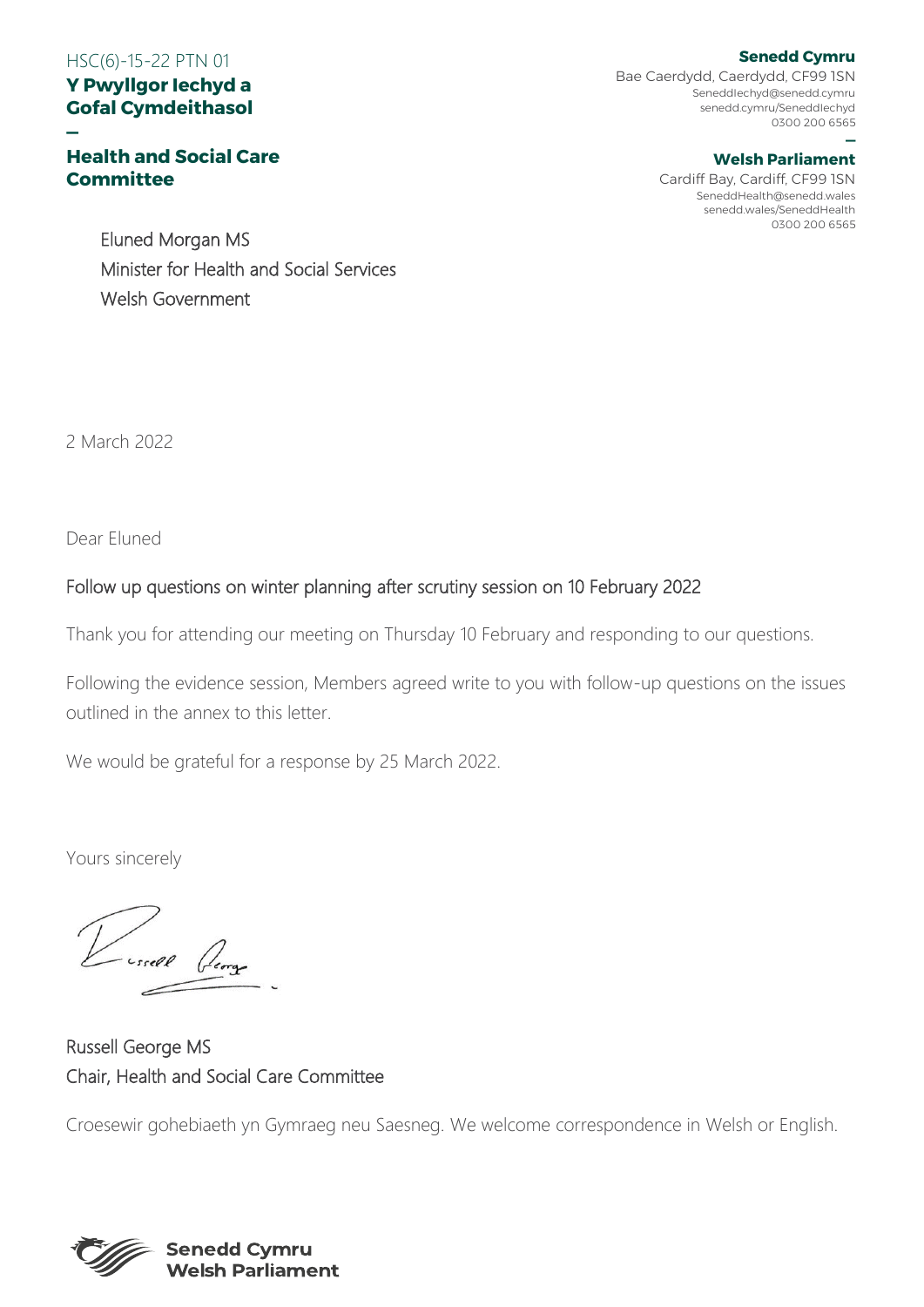HSC(6)-15-22 PTN 01

**Y Pwyllgor Iechyd a Gofal Cymdeithasol**

—

**Health and Social Care Committee**

**Senedd Cymru**
Bae Caerdydd, Caerdydd, CF99 1SN
SeneddIechyd@senedd.cymru
senedd.cymru/SeneddIechyd
0300 200 6565

—

**Welsh Parliament**
Cardiff Bay, Cardiff, CF99 1SN
SeneddHealth@senedd.wales
senedd.wales/SeneddHealth
0300 200 6565

Eluned Morgan MS
Minister for Health and Social Services
Welsh Government

2 March 2022

Dear Eluned

Follow up questions on winter planning after scrutiny session on 10 February 2022

Thank you for attending our meeting on Thursday 10 February and responding to our questions.

Following the evidence session, Members agreed write to you with follow-up questions on the issues outlined in the annex to this letter.

We would be grateful for a response by 25 March 2022.

Yours sincerely

Russell George MS
Chair, Health and Social Care Committee

Croesewir gohebiaeth yn Gymraeg neu Saesneg. We welcome correspondence in Welsh or English.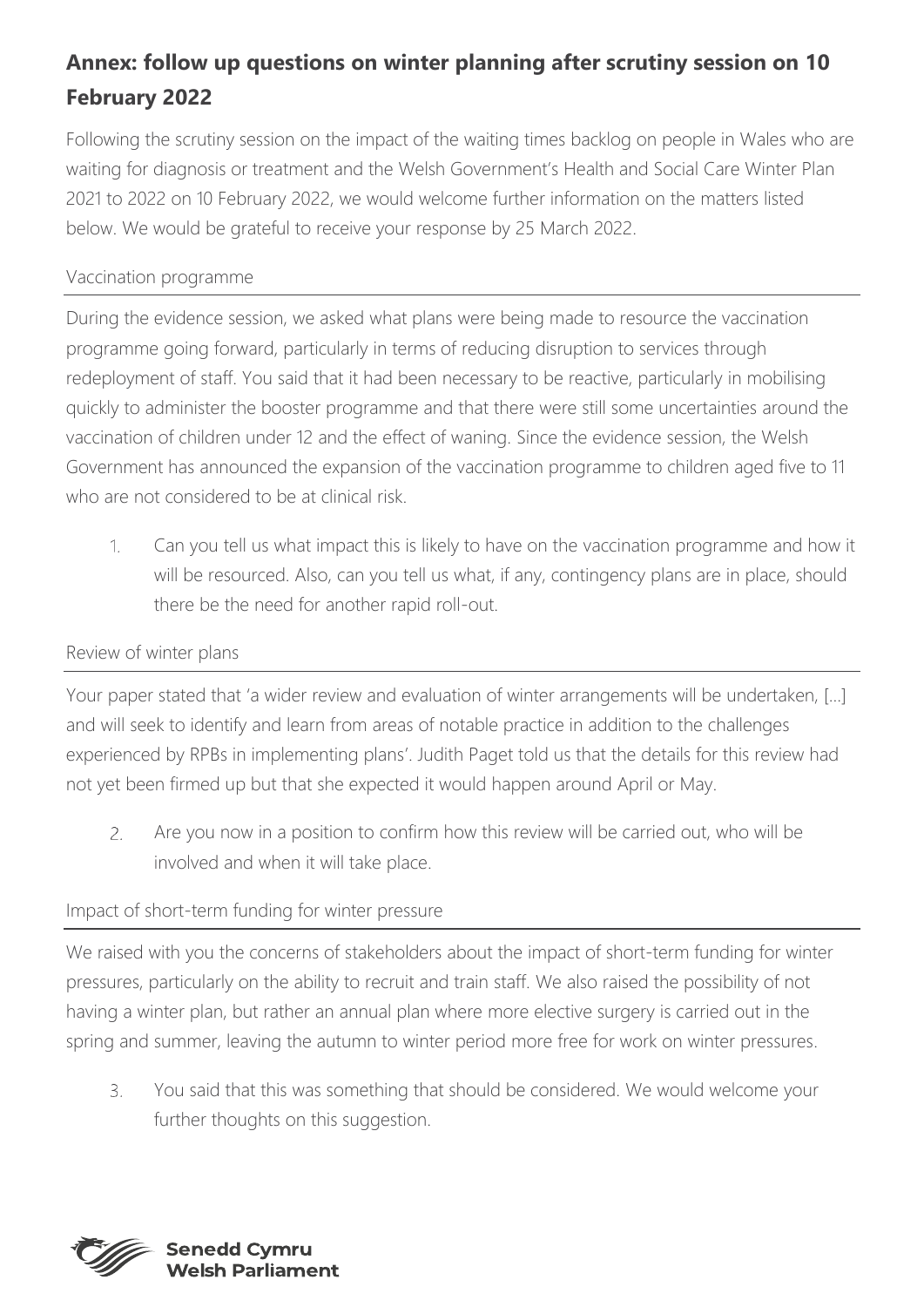## Annex: follow up questions on winter planning after scrutiny session on 10 February 2022

Following the scrutiny session on the impact of the waiting times backlog on people in Wales who are waiting for diagnosis or treatment and the Welsh Government's Health and Social Care Winter Plan 2021 to 2022 on 10 February 2022, we would welcome further information on the matters listed below. We would be grateful to receive your response by 25 March 2022.

### Vaccination programme

During the evidence session, we asked what plans were being made to resource the vaccination programme going forward, particularly in terms of reducing disruption to services through redeployment of staff. You said that it had been necessary to be reactive, particularly in mobilising quickly to administer the booster programme and that there were still some uncertainties around the vaccination of children under 12 and the effect of waning. Since the evidence session, the Welsh Government has announced the expansion of the vaccination programme to children aged five to 11 who are not considered to be at clinical risk.

1. Can you tell us what impact this is likely to have on the vaccination programme and how it will be resourced. Also, can you tell us what, if any, contingency plans are in place, should there be the need for another rapid roll-out.

### Review of winter plans

Your paper stated that 'a wider review and evaluation of winter arrangements will be undertaken, […] and will seek to identify and learn from areas of notable practice in addition to the challenges experienced by RPBs in implementing plans'. Judith Paget told us that the details for this review had not yet been firmed up but that she expected it would happen around April or May.

2. Are you now in a position to confirm how this review will be carried out, who will be involved and when it will take place.

### Impact of short-term funding for winter pressure

We raised with you the concerns of stakeholders about the impact of short-term funding for winter pressures, particularly on the ability to recruit and train staff. We also raised the possibility of not having a winter plan, but rather an annual plan where more elective surgery is carried out in the spring and summer, leaving the autumn to winter period more free for work on winter pressures.

3. You said that this was something that should be considered. We would welcome your further thoughts on this suggestion.

**Senedd Cymru**
**Welsh Parliament**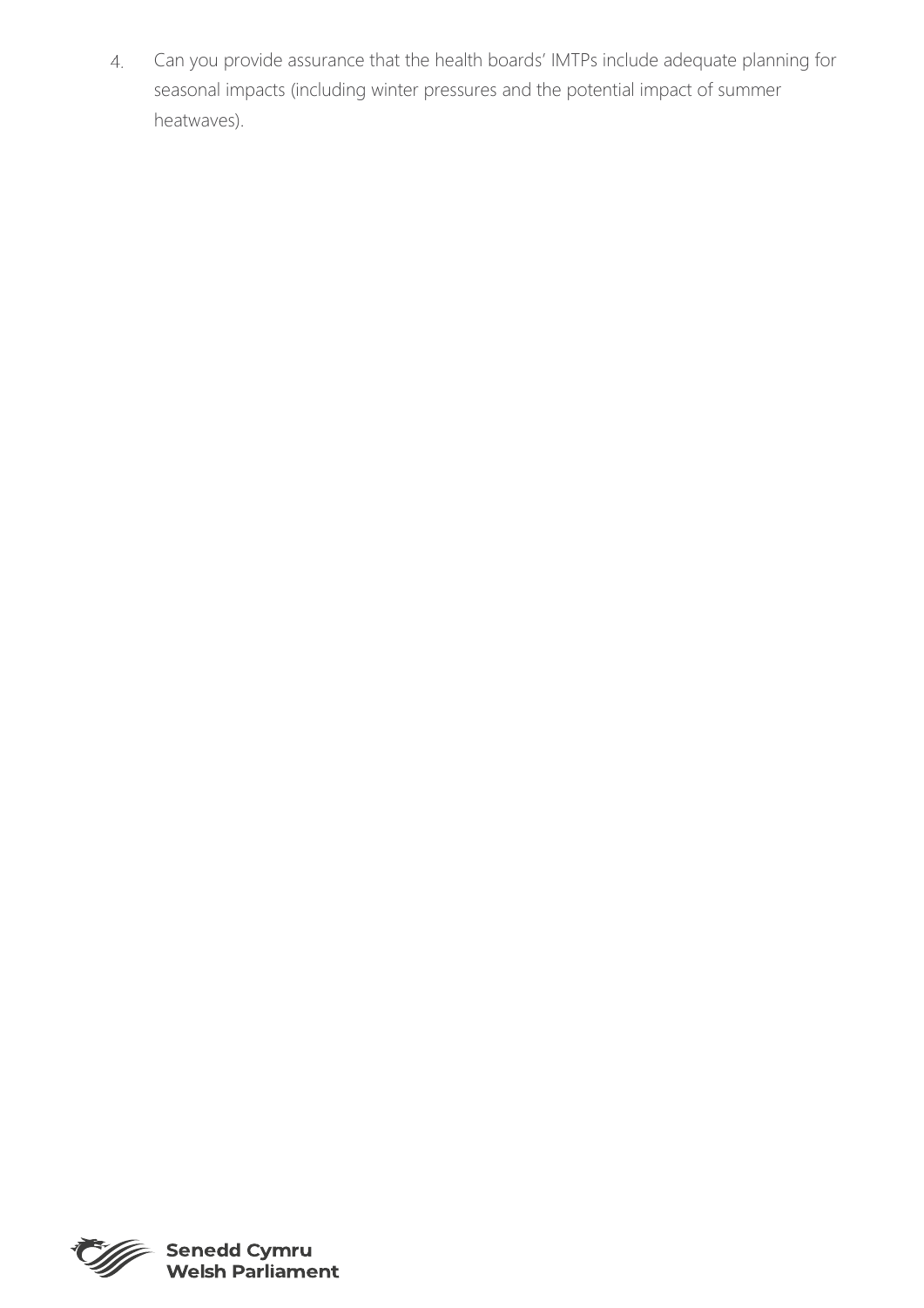4. Can you provide assurance that the health boards' IMTPs include adequate planning for seasonal impacts (including winter pressures and the potential impact of summer heatwaves).